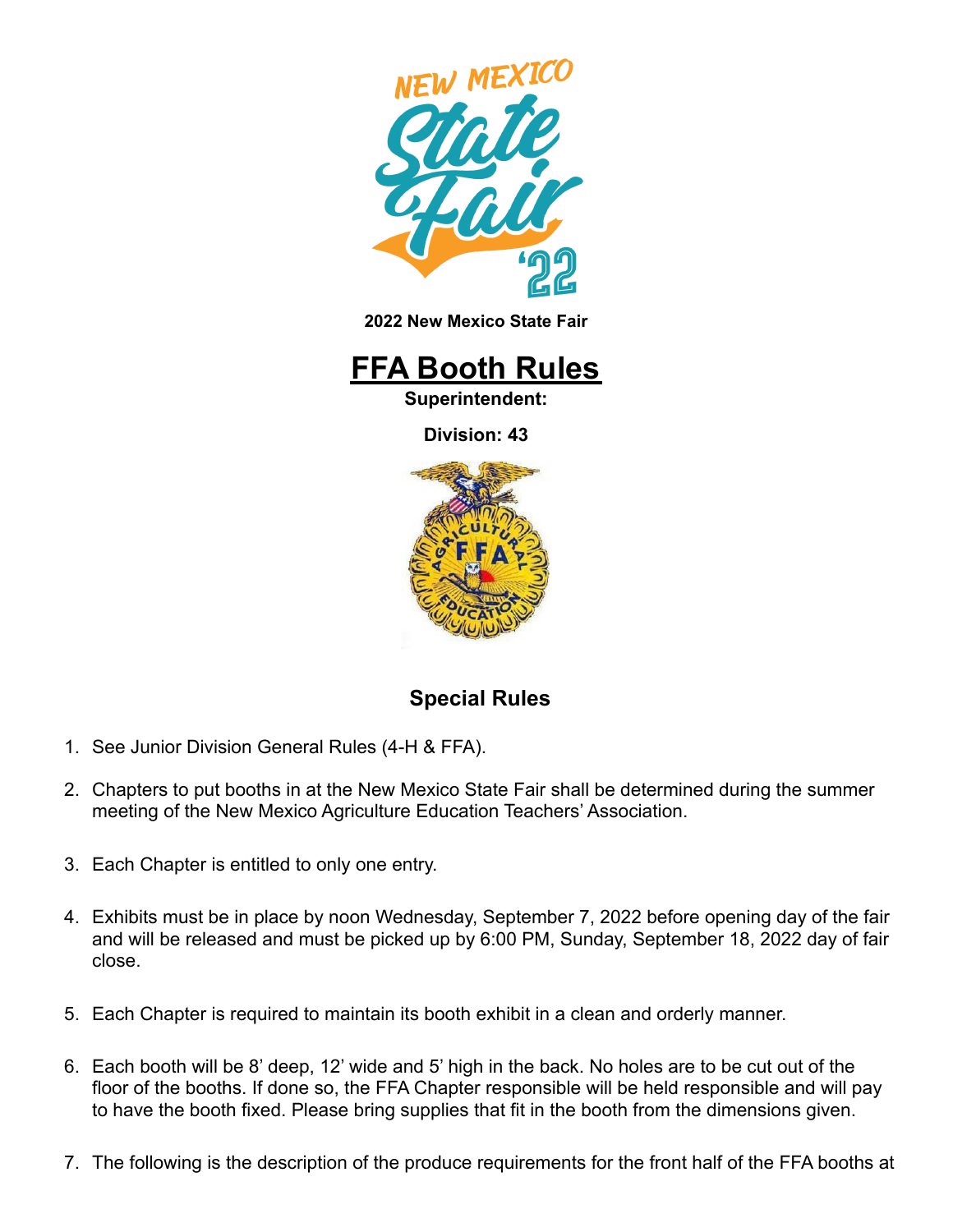**2022 New Mexico State Fair**

# FFA Booth Rules

**Superintendent:**

**Division: 43**

## Special Rules

1. See Junior Division General Rules (4-H & FFA).

2. Chapters to put booths in at the New Mexico State Fair shall be determined during the summer meeting of the New Mexico Agriculture Education Teachers' Association.

3. Each Chapter is entitled to only one entry.

4. Exhibits must be in place by noon Wednesday, September 7, 2022 before opening day of the fair and will be released and must be picked up by 6:00 PM, Sunday, September 18, 2022 day of fair close.

5. Each Chapter is required to maintain its booth exhibit in a clean and orderly manner.

6. Each booth will be 8' deep, 12' wide and 5' high in the back. No holes are to be cut out of the floor of the booths. If done so, the FFA Chapter responsible will be held responsible and will pay to have the booth fixed. Please bring supplies that fit in the booth from the dimensions given.

7. The following is the description of the produce requirements for the front half of the FFA booths at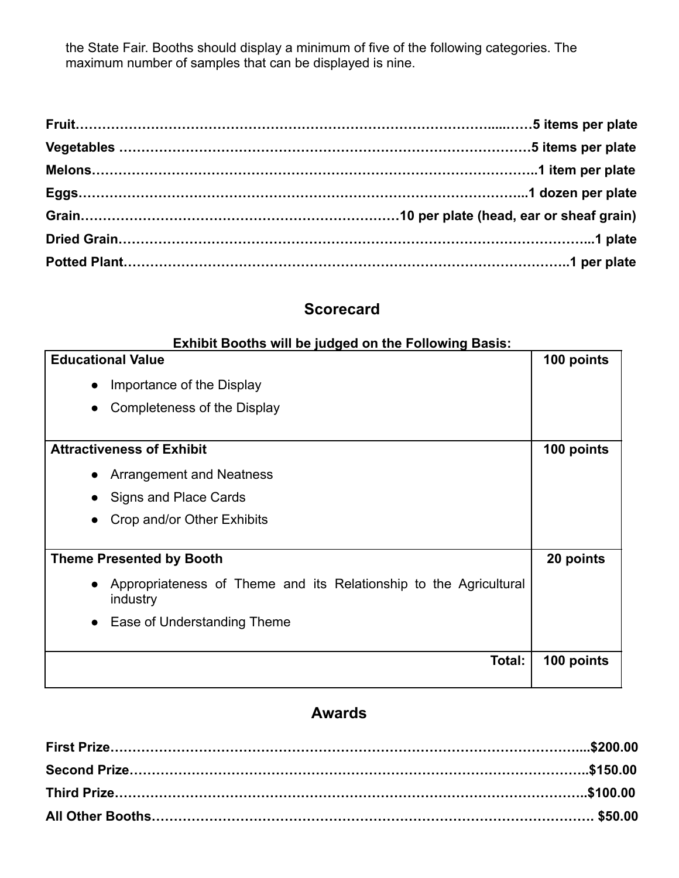the State Fair. Booths should display a minimum of five of the following categories. The maximum number of samples that can be displayed is nine.

**Fruit……………………………………………………………………………………....……5 items per plate**

**Vegetables ……………………………………………………………………………………5 items per plate**

**Melons……………………………………………………………………………………..1 item per plate**

**Eggs…………………………………………………………………………………...1 dozen per plate**

**Grain……………………………………………………………10 per plate (head, ear or sheaf grain)**

**Dried Grain……………………………………………………………………………………...1 plate**

**Potted Plant…………………………………………………………………………………….1 per plate**

## Scorecard

**Exhibit Booths will be judged on the Following Basis:**

| | |
|---|---|
| **Educational Value**<br>● Importance of the Display<br>● Completeness of the Display | **100 points** |
| **Attractiveness of Exhibit**<br>● Arrangement and Neatness<br>● Signs and Place Cards<br>● Crop and/or Other Exhibits | **100 points** |
| **Theme Presented by Booth**<br>● Appropriateness of Theme and its Relationship to the Agricultural industry<br>● Ease of Understanding Theme | **20 points** |
| **Total:** | **100 points** |

## Awards

**First Prize……………………………………………………………………………………...$200.00**

**Second Prize…………………………………………………………………………………..$150.00**

**Third Prize……………………………………………………………………………………..$100.00**

**All Other Booths……………………………………………………………………………… $50.00**